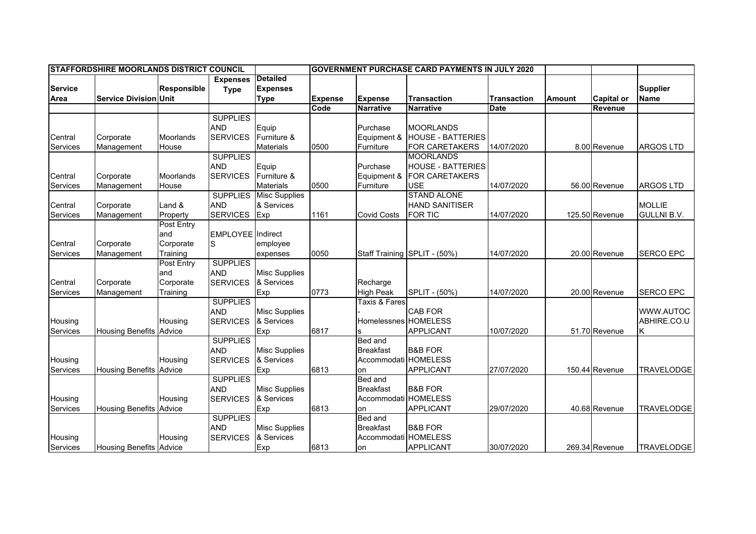| STAFFORDSHIRE MOORLANDS DISTRICT COUNCIL | | | | | GOVERNMENT PURCHASE CARD PAYMENTS IN JULY 2020 | | | | | | |
|---|---|---|---|---|---|---|---|---|---|---|---|
| Service Area | Service Division | Responsible Unit | Expenses Type | Detailed Expenses Type | Expense Code | Expense Narrative | Transaction Narrative | Transaction Date | Amount | Capital or Revenue | Supplier Name |
| Central Services | Corporate Management | Moorlands House | SUPPLIES AND SERVICES | Equip Furniture & Materials | 0500 | Purchase Equipment & Furniture | MOORLANDS HOUSE - BATTERIES FOR CARETAKERS | 14/07/2020 | 8.00 | Revenue | ARGOS LTD |
| Central Services | Corporate Management | Moorlands House | SUPPLIES AND SERVICES | Equip Furniture & Materials | 0500 | Purchase Equipment & Furniture | MOORLANDS HOUSE - BATTERIES FOR CARETAKERS USE | 14/07/2020 | 56.00 | Revenue | ARGOS LTD |
| Central Services | Corporate Management | Land & Property | SUPPLIES AND SERVICES | Misc Supplies & Services Exp | 1161 | Covid Costs | STAND ALONE HAND SANITISER FOR TIC | 14/07/2020 | 125.50 | Revenue | MOLLIE GULLNI B.V. |
| Central Services | Corporate Management | Post Entry and Corporate Training | EMPLOYEES | Indirect employee expenses | 0050 | Staff Training | SPLIT - (50%) | 14/07/2020 | 20.00 | Revenue | SERCO EPC |
| Central Services | Corporate Management | Post Entry and Corporate Training | SUPPLIES AND SERVICES | Misc Supplies & Services Exp | 0773 | Recharge High Peak | SPLIT - (50%) | 14/07/2020 | 20.00 | Revenue | SERCO EPC |
| Housing Services | Housing Benefits | Housing Advice | SUPPLIES AND SERVICES | Misc Supplies & Services Exp | 6817 | Taxis & Fares - Homelessness | CAB FOR HOMELESS APPLICANT | 10/07/2020 | 51.70 | Revenue | WWW.AUTOCABHIRE.CO.UK |
| Housing Services | Housing Benefits | Housing Advice | SUPPLIES AND SERVICES | Misc Supplies & Services Exp | 6813 | Bed and Breakfast Accommodation | B&B FOR HOMELESS APPLICANT | 27/07/2020 | 150.44 | Revenue | TRAVELODGE |
| Housing Services | Housing Benefits | Housing Advice | SUPPLIES AND SERVICES | Misc Supplies & Services Exp | 6813 | Bed and Breakfast Accommodation | B&B FOR HOMELESS APPLICANT | 29/07/2020 | 40.68 | Revenue | TRAVELODGE |
| Housing Services | Housing Benefits | Housing Advice | SUPPLIES AND SERVICES | Misc Supplies & Services Exp | 6813 | Bed and Breakfast Accommodation | B&B FOR HOMELESS APPLICANT | 30/07/2020 | 269.34 | Revenue | TRAVELODGE |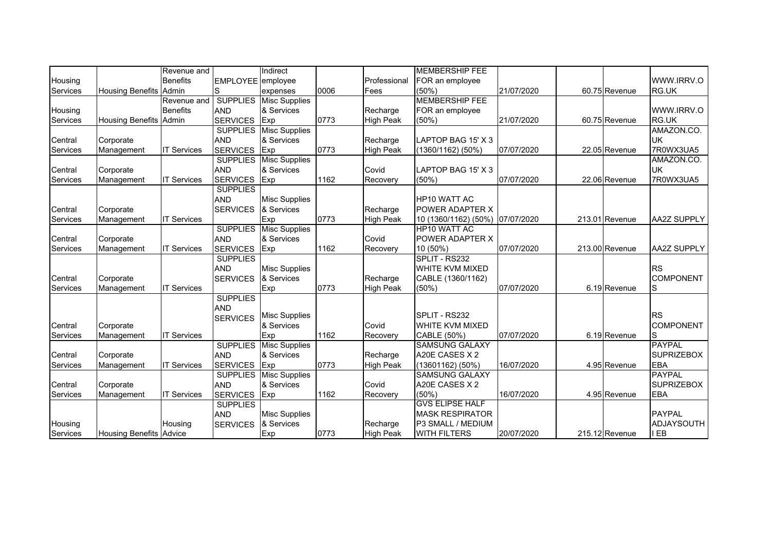| | | | | | | | | | | | |
|---|---|---|---|---|---|---|---|---|---|---|---|
| Housing Services | Housing Benefits | Revenue and Benefits Admin | EMPLOYEES | Indirect employee expenses | 0006 | Professional Fees | MEMBERSHIP FEE FOR an employee (50%) | 21/07/2020 | 60.75 | Revenue | WWW.IRRV.ORG.UK |
| Housing Services | Housing Benefits | Revenue and Benefits Admin | SUPPLIES AND SERVICES | Misc Supplies & Services Exp | 0773 | Recharge High Peak | MEMBERSHIP FEE FOR an employee (50%) | 21/07/2020 | 60.75 | Revenue | WWW.IRRV.ORG.UK |
| Central Services | Corporate Management | IT Services | SUPPLIES AND SERVICES | Misc Supplies & Services Exp | 0773 | Recharge High Peak | LAPTOP BAG 15' X 3 (1360/1162) (50%) | 07/07/2020 | 22.05 | Revenue | AMAZON.CO.UK 7R0WX3UA5 |
| Central Services | Corporate Management | IT Services | SUPPLIES AND SERVICES | Misc Supplies & Services Exp | 1162 | Covid Recovery | LAPTOP BAG 15' X 3 (50%) | 07/07/2020 | 22.06 | Revenue | AMAZON.CO.UK 7R0WX3UA5 |
| Central Services | Corporate Management | IT Services | SUPPLIES AND SERVICES | Misc Supplies & Services Exp | 0773 | Recharge High Peak | HP10 WATT AC POWER ADAPTER X 10 (1360/1162) (50%) | 07/07/2020 | 213.01 | Revenue | AA2Z SUPPLY |
| Central Services | Corporate Management | IT Services | SUPPLIES AND SERVICES | Misc Supplies & Services Exp | 1162 | Covid Recovery | HP10 WATT AC POWER ADAPTER X 10 (50%) | 07/07/2020 | 213.00 | Revenue | AA2Z SUPPLY |
| Central Services | Corporate Management | IT Services | SUPPLIES AND SERVICES | Misc Supplies & Services Exp | 0773 | Recharge High Peak | SPLIT - RS232 WHITE KVM MIXED CABLE (1360/1162) (50%) | 07/07/2020 | 6.19 | Revenue | RS COMPONENTS |
| Central Services | Corporate Management | IT Services | SUPPLIES AND SERVICES | Misc Supplies & Services Exp | 1162 | Covid Recovery | SPLIT - RS232 WHITE KVM MIXED CABLE (50%) | 07/07/2020 | 6.19 | Revenue | RS COMPONENTS |
| Central Services | Corporate Management | IT Services | SUPPLIES AND SERVICES | Misc Supplies & Services Exp | 0773 | Recharge High Peak | SAMSUNG GALAXY A20E CASES X 2 (13601162) (50%) | 16/07/2020 | 4.95 | Revenue | PAYPAL SUPRIZEBOXEBA |
| Central Services | Corporate Management | IT Services | SUPPLIES AND SERVICES | Misc Supplies & Services Exp | 1162 | Covid Recovery | SAMSUNG GALAXY A20E CASES X 2 (50%) | 16/07/2020 | 4.95 | Revenue | PAYPAL SUPRIZEBOXEBA |
| Housing Services | Housing Benefits | Housing Advice | SUPPLIES AND SERVICES | Misc Supplies & Services Exp | 0773 | Recharge High Peak | GVS ELIPSE HALF MASK RESPIRATOR P3 SMALL / MEDIUM WITH FILTERS | 20/07/2020 | 215.12 | Revenue | PAYPAL ADJAYSOUTHI EB |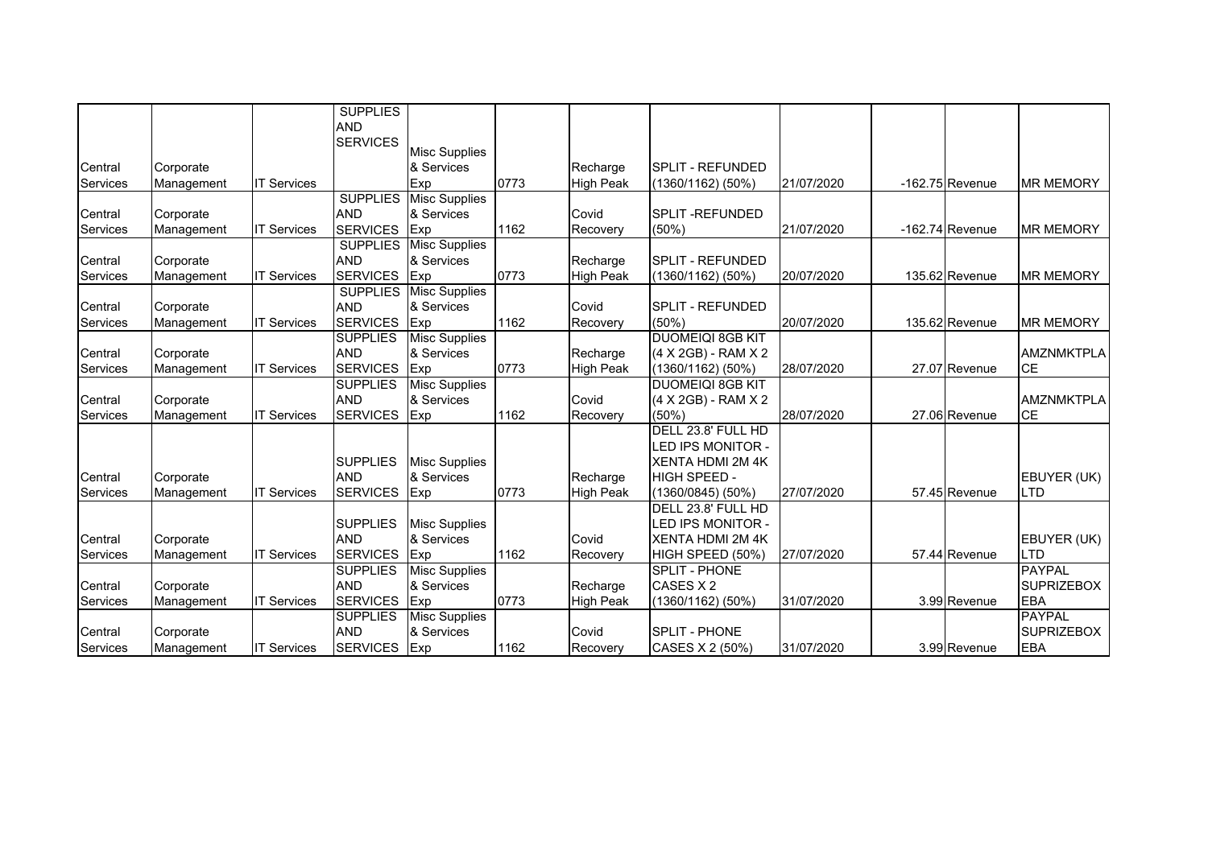| | | | | | | | | | | | |
|---|---|---|---|---|---|---|---|---|---|---|---|
| Central Services | Corporate Management | IT Services | SUPPLIES AND SERVICES | Misc Supplies & Services Exp | 0773 | Recharge High Peak | SPLIT - REFUNDED (1360/1162) (50%) | 21/07/2020 | -162.75 | Revenue | MR MEMORY |
| Central Services | Corporate Management | IT Services | SUPPLIES AND SERVICES | Misc Supplies & Services Exp | 1162 | Covid Recovery | SPLIT -REFUNDED (50%) | 21/07/2020 | -162.74 | Revenue | MR MEMORY |
| Central Services | Corporate Management | IT Services | SUPPLIES AND SERVICES | Misc Supplies & Services Exp | 0773 | Recharge High Peak | SPLIT - REFUNDED (1360/1162) (50%) | 20/07/2020 | 135.62 | Revenue | MR MEMORY |
| Central Services | Corporate Management | IT Services | SUPPLIES AND SERVICES | Misc Supplies & Services Exp | 1162 | Covid Recovery | SPLIT - REFUNDED (50%) | 20/07/2020 | 135.62 | Revenue | MR MEMORY |
| Central Services | Corporate Management | IT Services | SUPPLIES AND SERVICES | Misc Supplies & Services Exp | 0773 | Recharge High Peak | DUOMEIQI 8GB KIT (4 X 2GB) - RAM X 2 (1360/1162) (50%) | 28/07/2020 | 27.07 | Revenue | AMZNMKTPLACE |
| Central Services | Corporate Management | IT Services | SUPPLIES AND SERVICES | Misc Supplies & Services Exp | 1162 | Covid Recovery | DUOMEIQI 8GB KIT (4 X 2GB) - RAM X 2 (50%) | 28/07/2020 | 27.06 | Revenue | AMZNMKTPLACE |
| Central Services | Corporate Management | IT Services | SUPPLIES AND SERVICES | Misc Supplies & Services Exp | 0773 | Recharge High Peak | DELL 23.8' FULL HD LED IPS MONITOR - XENTA HDMI 2M 4K HIGH SPEED - (1360/0845) (50%) | 27/07/2020 | 57.45 | Revenue | EBUYER (UK) LTD |
| Central Services | Corporate Management | IT Services | SUPPLIES AND SERVICES | Misc Supplies & Services Exp | 1162 | Covid Recovery | DELL 23.8' FULL HD LED IPS MONITOR - XENTA HDMI 2M 4K HIGH SPEED (50%) | 27/07/2020 | 57.44 | Revenue | EBUYER (UK) LTD |
| Central Services | Corporate Management | IT Services | SUPPLIES AND SERVICES | Misc Supplies & Services Exp | 0773 | Recharge High Peak | SPLIT - PHONE CASES X 2 (1360/1162) (50%) | 31/07/2020 | 3.99 | Revenue | PAYPAL SUPRIZEBOX EBA |
| Central Services | Corporate Management | IT Services | SUPPLIES AND SERVICES | Misc Supplies & Services Exp | 1162 | Covid Recovery | SPLIT - PHONE CASES X 2 (50%) | 31/07/2020 | 3.99 | Revenue | PAYPAL SUPRIZEBOX EBA |